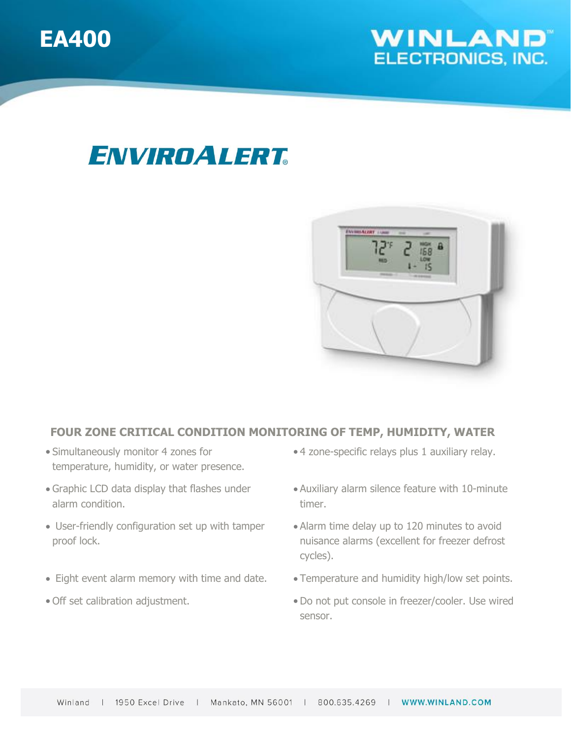# EA400

WINLAND™ ELECTRONICS, INC.

## ENVIROALERT®

### FOUR ZONE CRITICAL CONDITION MONITORING OF TEMP, HUMIDITY, WATER

- Simultaneously monitor 4 zones for temperature, humidity, or water presence.
- Graphic LCD data display that flashes under alarm condition.
- User-friendly configuration set up with tamper proof lock.
- Eight event alarm memory with time and date.
- Off set calibration adjustment.
- 4 zone-specific relays plus 1 auxiliary relay.
- Auxiliary alarm silence feature with 10-minute timer.
- Alarm time delay up to 120 minutes to avoid nuisance alarms (excellent for freezer defrost cycles).
- Temperature and humidity high/low set points.
- Do not put console in freezer/cooler. Use wired sensor.

Winland | 1950 Excel Drive | Mankato, MN 56001 | 800.635.4269 | WWW.WINLAND.COM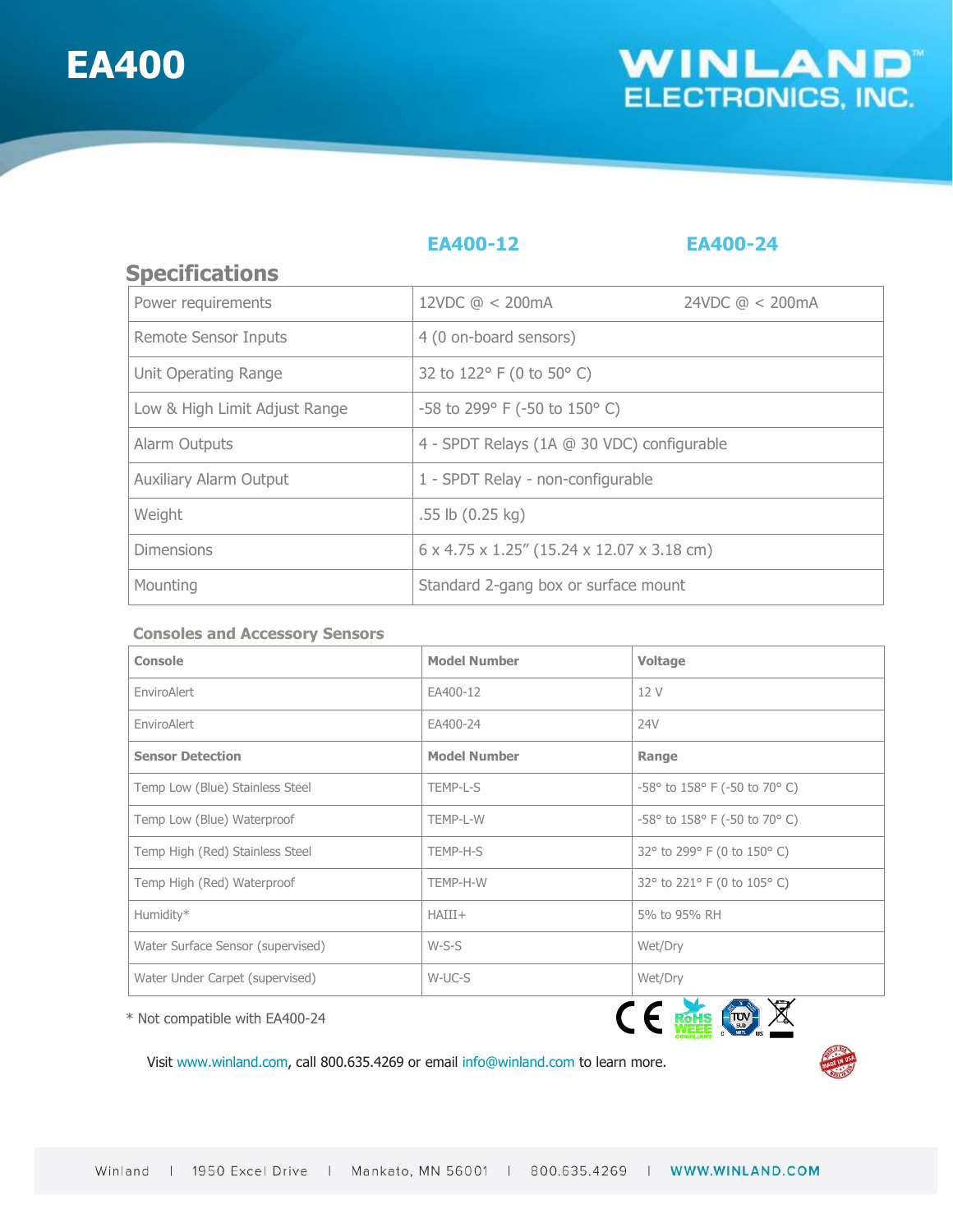# EA400

**WINLAND ELECTRONICS, INC.**

## Specifications

| | EA400-12 | EA400-24 |
|---|---|---|
| Power requirements | 12VDC @ < 200mA | 24VDC @ < 200mA |
| Remote Sensor Inputs | 4 (0 on-board sensors) | |
| Unit Operating Range | 32 to 122° F (0 to 50° C) | |
| Low & High Limit Adjust Range | -58 to 299° F (-50 to 150° C) | |
| Alarm Outputs | 4 - SPDT Relays (1A @ 30 VDC) configurable | |
| Auxiliary Alarm Output | 1 - SPDT Relay - non-configurable | |
| Weight | .55 lb (0.25 kg) | |
| Dimensions | 6 x 4.75 x 1.25" (15.24 x 12.07 x 3.18 cm) | |
| Mounting | Standard 2-gang box or surface mount | |

### Consoles and Accessory Sensors

| Console | Model Number | Voltage |
|---|---|---|
| EnviroAlert | EA400-12 | 12 V |
| EnviroAlert | EA400-24 | 24V |
| **Sensor Detection** | **Model Number** | **Range** |
| Temp Low (Blue) Stainless Steel | TEMP-L-S | -58° to 158° F (-50 to 70° C) |
| Temp Low (Blue) Waterproof | TEMP-L-W | -58° to 158° F (-50 to 70° C) |
| Temp High (Red) Stainless Steel | TEMP-H-S | 32° to 299° F (0 to 150° C) |
| Temp High (Red) Waterproof | TEMP-H-W | 32° to 221° F (0 to 105° C) |
| Humidity* | HAIII+ | 5% to 95% RH |
| Water Surface Sensor (supervised) | W-S-S | Wet/Dry |
| Water Under Carpet (supervised) | W-UC-S | Wet/Dry |

* Not compatible with EA400-24

Visit www.winland.com, call 800.635.4269 or email info@winland.com to learn more.

Winland | 1950 Excel Drive | Mankato, MN 56001 | 800.635.4269 | WWW.WINLAND.COM